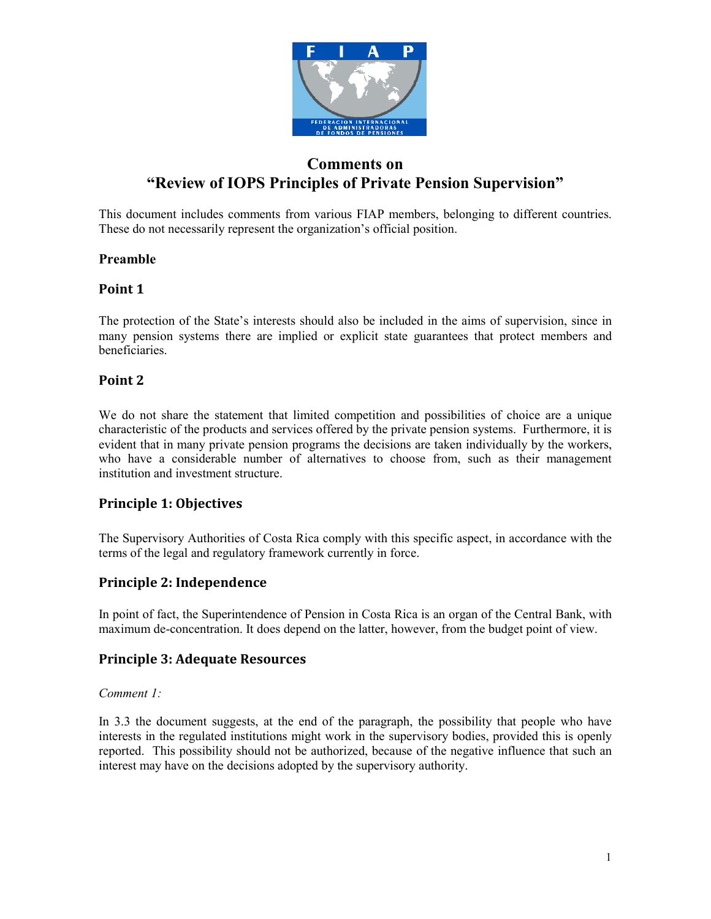# Comments on "Review of IOPS Principles of Private Pension Supervision"

This document includes comments from various FIAP members, belonging to different countries. These do not necessarily represent the organization's official position.

## Preamble

### Point 1

The protection of the State's interests should also be included in the aims of supervision, since in many pension systems there are implied or explicit state guarantees that protect members and beneficiaries.

### Point 2

We do not share the statement that limited competition and possibilities of choice are a unique characteristic of the products and services offered by the private pension systems. Furthermore, it is evident that in many private pension programs the decisions are taken individually by the workers, who have a considerable number of alternatives to choose from, such as their management institution and investment structure.

## Principle 1: Objectives

The Supervisory Authorities of Costa Rica comply with this specific aspect, in accordance with the terms of the legal and regulatory framework currently in force.

## Principle 2: Independence

In point of fact, the Superintendence of Pension in Costa Rica is an organ of the Central Bank, with maximum de-concentration. It does depend on the latter, however, from the budget point of view.

## Principle 3: Adequate Resources

*Comment 1:*

In 3.3 the document suggests, at the end of the paragraph, the possibility that people who have interests in the regulated institutions might work in the supervisory bodies, provided this is openly reported. This possibility should not be authorized, because of the negative influence that such an interest may have on the decisions adopted by the supervisory authority.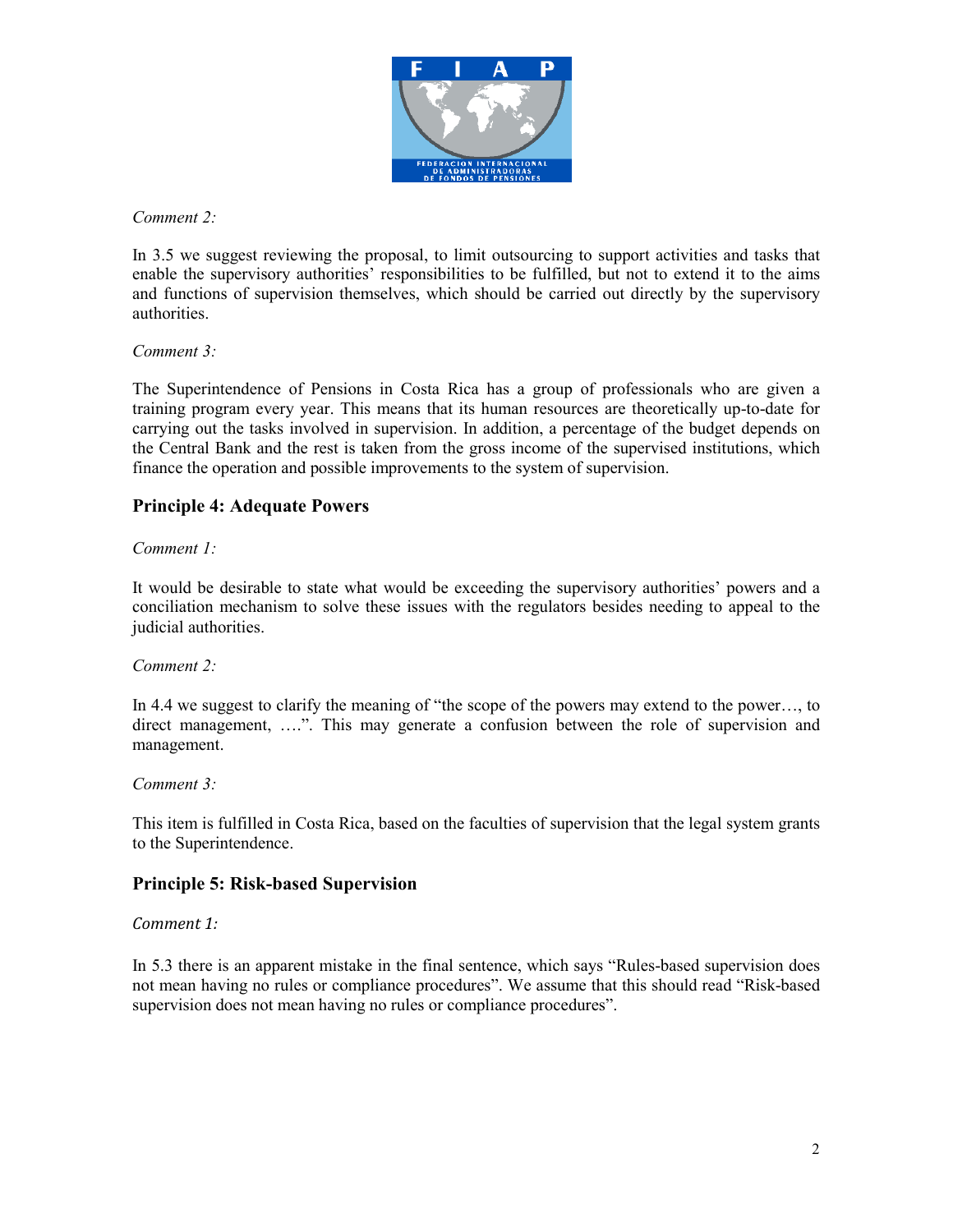*Comment 2:*

In 3.5 we suggest reviewing the proposal, to limit outsourcing to support activities and tasks that enable the supervisory authorities' responsibilities to be fulfilled, but not to extend it to the aims and functions of supervision themselves, which should be carried out directly by the supervisory authorities.

*Comment 3:*

The Superintendence of Pensions in Costa Rica has a group of professionals who are given a training program every year. This means that its human resources are theoretically up-to-date for carrying out the tasks involved in supervision. In addition, a percentage of the budget depends on the Central Bank and the rest is taken from the gross income of the supervised institutions, which finance the operation and possible improvements to the system of supervision.

## Principle 4: Adequate Powers

*Comment 1:*

It would be desirable to state what would be exceeding the supervisory authorities' powers and a conciliation mechanism to solve these issues with the regulators besides needing to appeal to the judicial authorities.

*Comment 2:*

In 4.4 we suggest to clarify the meaning of "the scope of the powers may extend to the power…, to direct management, ….". This may generate a confusion between the role of supervision and management.

*Comment 3:*

This item is fulfilled in Costa Rica, based on the faculties of supervision that the legal system grants to the Superintendence.

## Principle 5: Risk-based Supervision

*Comment 1:*

In 5.3 there is an apparent mistake in the final sentence, which says "Rules-based supervision does not mean having no rules or compliance procedures". We assume that this should read "Risk-based supervision does not mean having no rules or compliance procedures".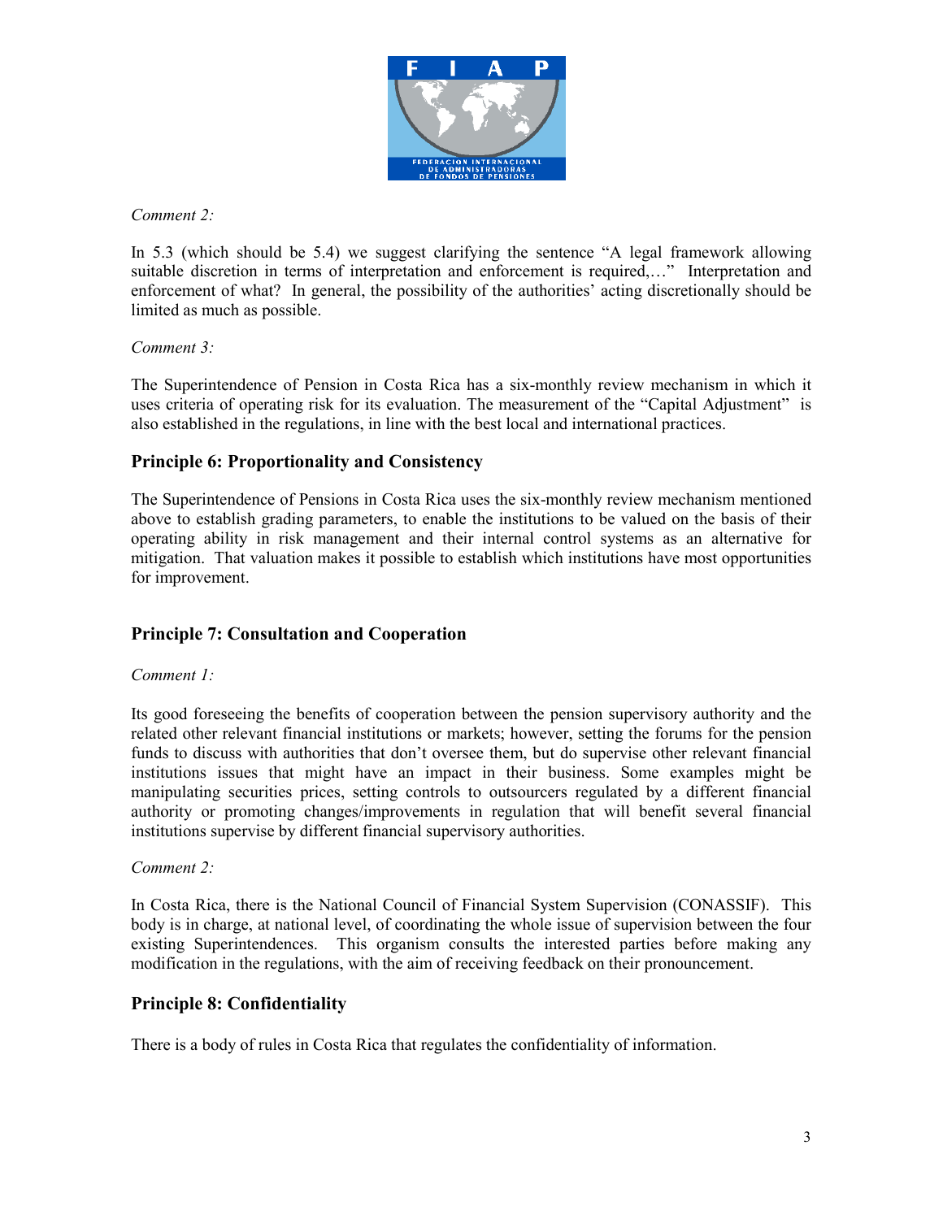*Comment 2:*

In 5.3 (which should be 5.4) we suggest clarifying the sentence "A legal framework allowing suitable discretion in terms of interpretation and enforcement is required,…" Interpretation and enforcement of what? In general, the possibility of the authorities' acting discretionally should be limited as much as possible.

*Comment 3:*

The Superintendence of Pension in Costa Rica has a six-monthly review mechanism in which it uses criteria of operating risk for its evaluation. The measurement of the "Capital Adjustment" is also established in the regulations, in line with the best local and international practices.

## Principle 6: Proportionality and Consistency

The Superintendence of Pensions in Costa Rica uses the six-monthly review mechanism mentioned above to establish grading parameters, to enable the institutions to be valued on the basis of their operating ability in risk management and their internal control systems as an alternative for mitigation. That valuation makes it possible to establish which institutions have most opportunities for improvement.

## Principle 7: Consultation and Cooperation

*Comment 1:*

Its good foreseeing the benefits of cooperation between the pension supervisory authority and the related other relevant financial institutions or markets; however, setting the forums for the pension funds to discuss with authorities that don't oversee them, but do supervise other relevant financial institutions issues that might have an impact in their business. Some examples might be manipulating securities prices, setting controls to outsourcers regulated by a different financial authority or promoting changes/improvements in regulation that will benefit several financial institutions supervise by different financial supervisory authorities.

*Comment 2:*

In Costa Rica, there is the National Council of Financial System Supervision (CONASSIF). This body is in charge, at national level, of coordinating the whole issue of supervision between the four existing Superintendences. This organism consults the interested parties before making any modification in the regulations, with the aim of receiving feedback on their pronouncement.

## Principle 8: Confidentiality

There is a body of rules in Costa Rica that regulates the confidentiality of information.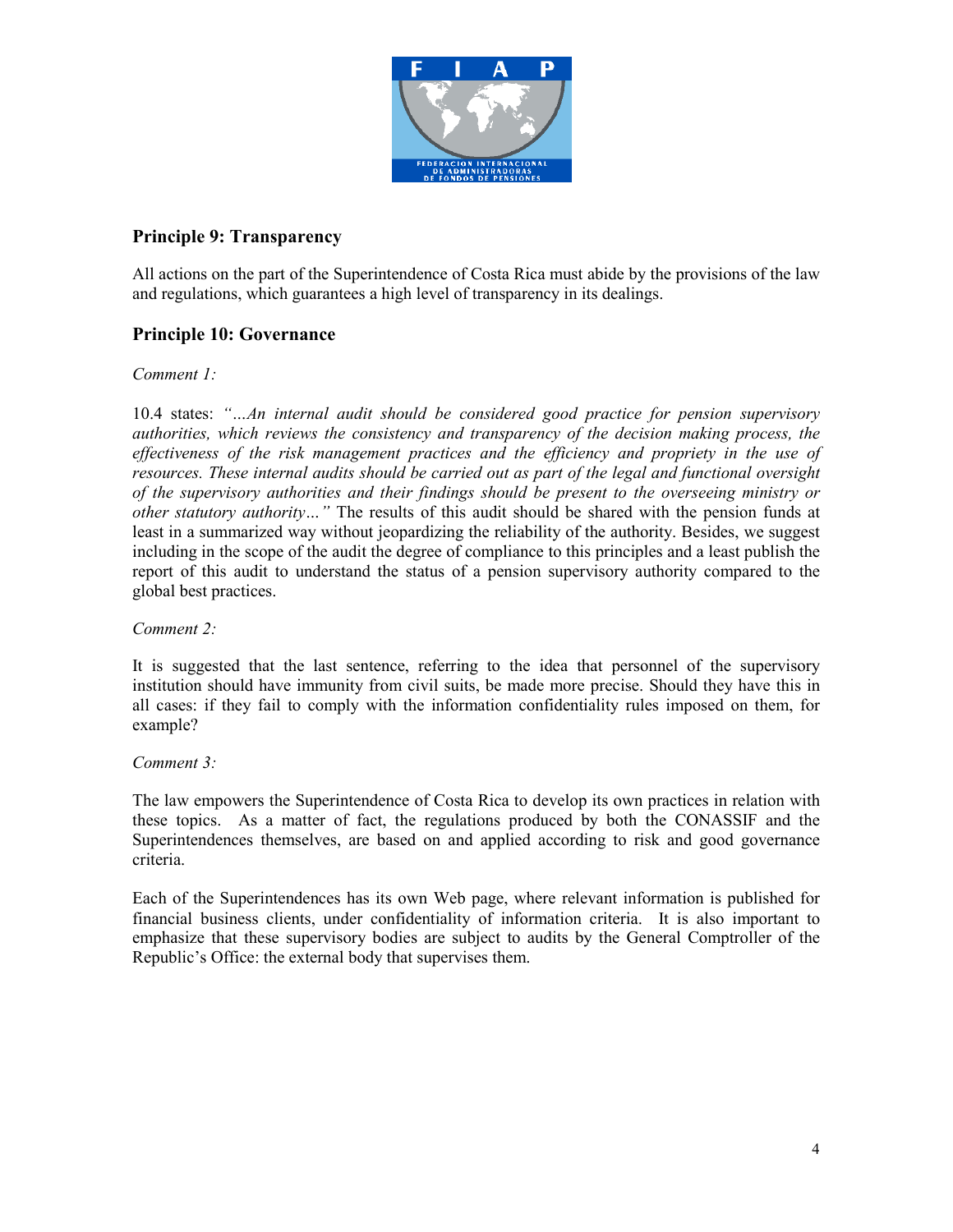## Principle 9: Transparency

All actions on the part of the Superintendence of Costa Rica must abide by the provisions of the law and regulations, which guarantees a high level of transparency in its dealings.

## Principle 10: Governance

*Comment 1:*

10.4 states: *"…An internal audit should be considered good practice for pension supervisory authorities, which reviews the consistency and transparency of the decision making process, the effectiveness of the risk management practices and the efficiency and propriety in the use of resources. These internal audits should be carried out as part of the legal and functional oversight of the supervisory authorities and their findings should be present to the overseeing ministry or other statutory authority…"* The results of this audit should be shared with the pension funds at least in a summarized way without jeopardizing the reliability of the authority. Besides, we suggest including in the scope of the audit the degree of compliance to this principles and a least publish the report of this audit to understand the status of a pension supervisory authority compared to the global best practices.

*Comment 2:*

It is suggested that the last sentence, referring to the idea that personnel of the supervisory institution should have immunity from civil suits, be made more precise. Should they have this in all cases: if they fail to comply with the information confidentiality rules imposed on them, for example?

*Comment 3:*

The law empowers the Superintendence of Costa Rica to develop its own practices in relation with these topics. As a matter of fact, the regulations produced by both the CONASSIF and the Superintendences themselves, are based on and applied according to risk and good governance criteria.

Each of the Superintendences has its own Web page, where relevant information is published for financial business clients, under confidentiality of information criteria. It is also important to emphasize that these supervisory bodies are subject to audits by the General Comptroller of the Republic's Office: the external body that supervises them.